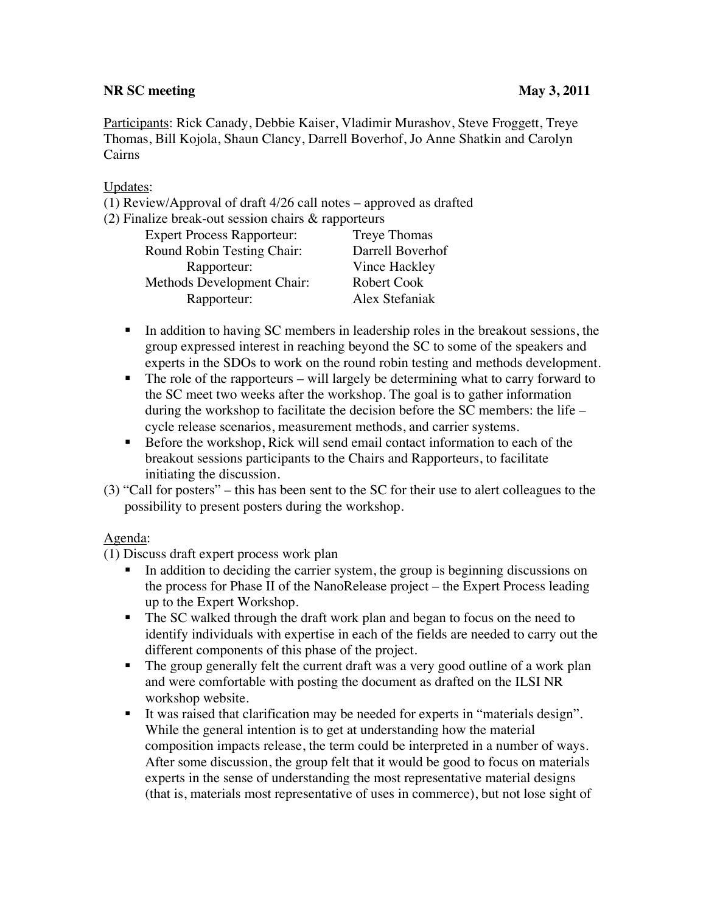**NR SC meeting** **May 3, 2011**

Participants: Rick Canady, Debbie Kaiser, Vladimir Murashov, Steve Froggett, Treye Thomas, Bill Kojola, Shaun Clancy, Darrell Boverhof, Jo Anne Shatkin and Carolyn Cairns

Updates:

(1) Review/Approval of draft 4/26 call notes – approved as drafted

(2) Finalize break-out session chairs & rapporteurs

| | |
|---|---|
| Expert Process Rapporteur: | Treye Thomas |
| Round Robin Testing Chair: | Darrell Boverhof |
| Rapporteur: | Vince Hackley |
| Methods Development Chair: | Robert Cook |
| Rapporteur: | Alex Stefaniak |

- In addition to having SC members in leadership roles in the breakout sessions, the group expressed interest in reaching beyond the SC to some of the speakers and experts in the SDOs to work on the round robin testing and methods development.
- The role of the rapporteurs – will largely be determining what to carry forward to the SC meet two weeks after the workshop. The goal is to gather information during the workshop to facilitate the decision before the SC members: the life – cycle release scenarios, measurement methods, and carrier systems.
- Before the workshop, Rick will send email contact information to each of the breakout sessions participants to the Chairs and Rapporteurs, to facilitate initiating the discussion.

(3) "Call for posters" – this has been sent to the SC for their use to alert colleagues to the possibility to present posters during the workshop.

Agenda:

(1) Discuss draft expert process work plan

- In addition to deciding the carrier system, the group is beginning discussions on the process for Phase II of the NanoRelease project – the Expert Process leading up to the Expert Workshop.
- The SC walked through the draft work plan and began to focus on the need to identify individuals with expertise in each of the fields are needed to carry out the different components of this phase of the project.
- The group generally felt the current draft was a very good outline of a work plan and were comfortable with posting the document as drafted on the ILSI NR workshop website.
- It was raised that clarification may be needed for experts in "materials design". While the general intention is to get at understanding how the material composition impacts release, the term could be interpreted in a number of ways. After some discussion, the group felt that it would be good to focus on materials experts in the sense of understanding the most representative material designs (that is, materials most representative of uses in commerce), but not lose sight of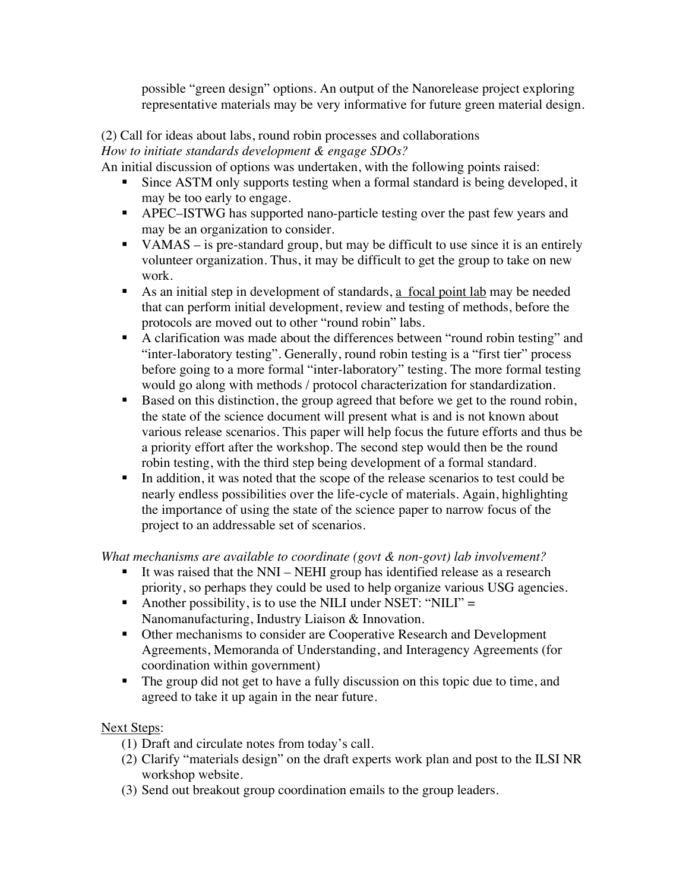possible "green design" options. An output of the Nanorelease project exploring representative materials may be very informative for future green material design.

(2) Call for ideas about labs, round robin processes and collaborations

*How to initiate standards development & engage SDOs?*

An initial discussion of options was undertaken, with the following points raised:

- Since ASTM only supports testing when a formal standard is being developed, it may be too early to engage.
- APEC–ISTWG has supported nano-particle testing over the past few years and may be an organization to consider.
- VAMAS – is pre-standard group, but may be difficult to use since it is an entirely volunteer organization. Thus, it may be difficult to get the group to take on new work.
- As an initial step in development of standards, a focal point lab may be needed that can perform initial development, review and testing of methods, before the protocols are moved out to other "round robin" labs.
- A clarification was made about the differences between "round robin testing" and "inter-laboratory testing". Generally, round robin testing is a "first tier" process before going to a more formal "inter-laboratory" testing. The more formal testing would go along with methods / protocol characterization for standardization.
- Based on this distinction, the group agreed that before we get to the round robin, the state of the science document will present what is and is not known about various release scenarios. This paper will help focus the future efforts and thus be a priority effort after the workshop. The second step would then be the round robin testing, with the third step being development of a formal standard.
- In addition, it was noted that the scope of the release scenarios to test could be nearly endless possibilities over the life-cycle of materials. Again, highlighting the importance of using the state of the science paper to narrow focus of the project to an addressable set of scenarios.

*What mechanisms are available to coordinate (govt & non-govt) lab involvement?*

- It was raised that the NNI – NEHI group has identified release as a research priority, so perhaps they could be used to help organize various USG agencies.
- Another possibility, is to use the NILI under NSET: "NILI" = Nanomanufacturing, Industry Liaison & Innovation.
- Other mechanisms to consider are Cooperative Research and Development Agreements, Memoranda of Understanding, and Interagency Agreements (for coordination within government)
- The group did not get to have a fully discussion on this topic due to time, and agreed to take it up again in the near future.

Next Steps:

(1) Draft and circulate notes from today's call.
(2) Clarify "materials design" on the draft experts work plan and post to the ILSI NR workshop website.
(3) Send out breakout group coordination emails to the group leaders.